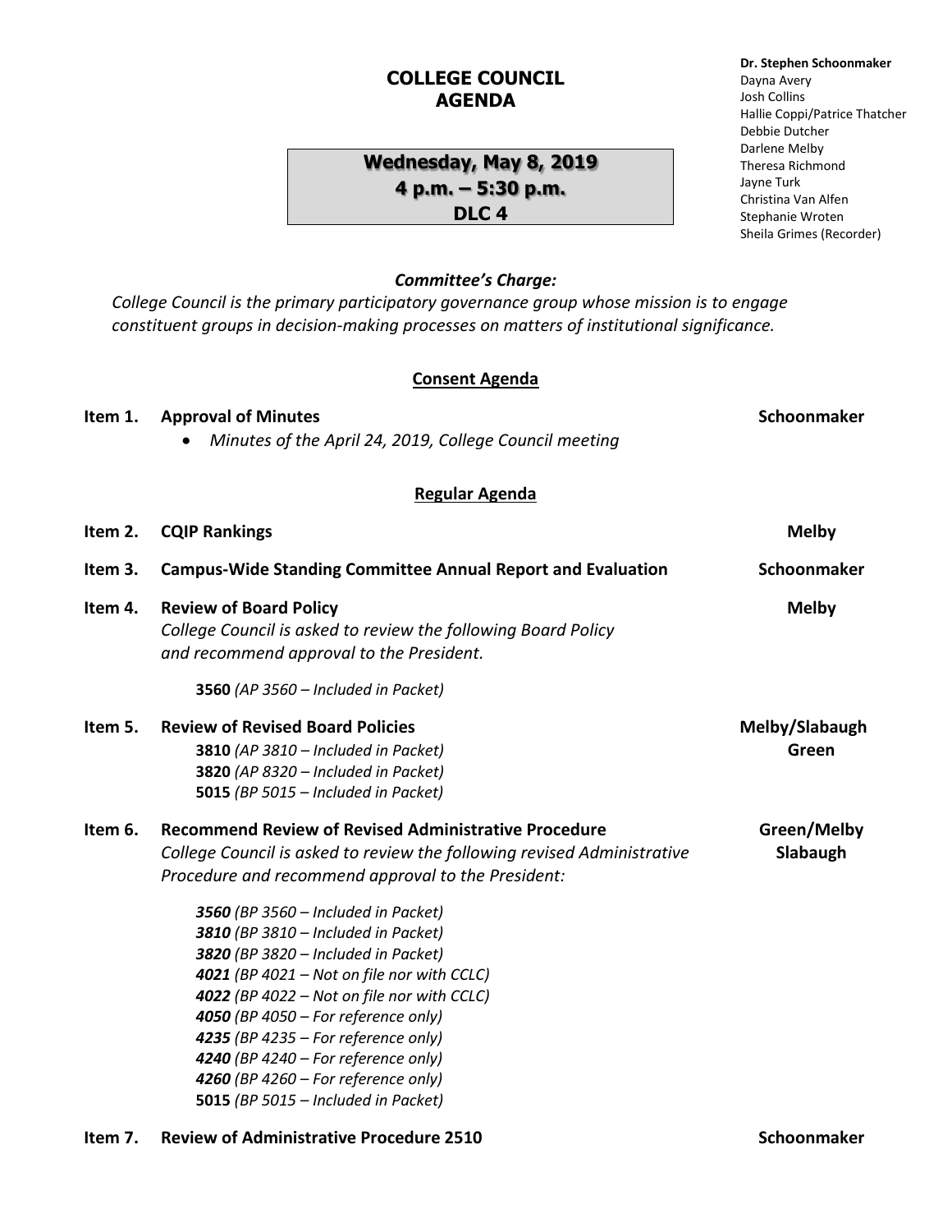# COLLEGE COUNCIL AGENDA

**Wednesday, May 8, 2019**
**4 p.m. – 5:30 p.m.**
**DLC 4**

**Dr. Stephen Schoonmaker**
Dayna Avery
Josh Collins
Hallie Coppi/Patrice Thatcher
Debbie Dutcher
Darlene Melby
Theresa Richmond
Jayne Turk
Christina Van Alfen
Stephanie Wroten
Sheila Grimes (Recorder)

***Committee's Charge:***
*College Council is the primary participatory governance group whose mission is to engage constituent groups in decision-making processes on matters of institutional significance.*

## Consent Agenda

**Item 1. Approval of Minutes** — **Schoonmaker**
- *Minutes of the April 24, 2019, College Council meeting*

## Regular Agenda

**Item 2. CQIP Rankings** — **Melby**

**Item 3. Campus-Wide Standing Committee Annual Report and Evaluation** — **Schoonmaker**

**Item 4. Review of Board Policy** — **Melby**
*College Council is asked to review the following Board Policy and recommend approval to the President.*

**3560** *(AP 3560 – Included in Packet)*

**Item 5. Review of Revised Board Policies** — **Melby/Slabaugh Green**

**3810** *(AP 3810 – Included in Packet)*
**3820** *(AP 8320 – Included in Packet)*
**5015** *(BP 5015 – Included in Packet)*

**Item 6. Recommend Review of Revised Administrative Procedure** — **Green/Melby Slabaugh**
*College Council is asked to review the following revised Administrative Procedure and recommend approval to the President:*

***3560*** *(BP 3560 – Included in Packet)*
***3810*** *(BP 3810 – Included in Packet)*
***3820*** *(BP 3820 – Included in Packet)*
***4021*** *(BP 4021 – Not on file nor with CCLC)*
***4022*** *(BP 4022 – Not on file nor with CCLC)*
***4050*** *(BP 4050 – For reference only)*
***4235*** *(BP 4235 – For reference only)*
***4240*** *(BP 4240 – For reference only)*
***4260*** *(BP 4260 – For reference only)*
**5015** *(BP 5015 – Included in Packet)*

**Item 7. Review of Administrative Procedure 2510** — **Schoonmaker**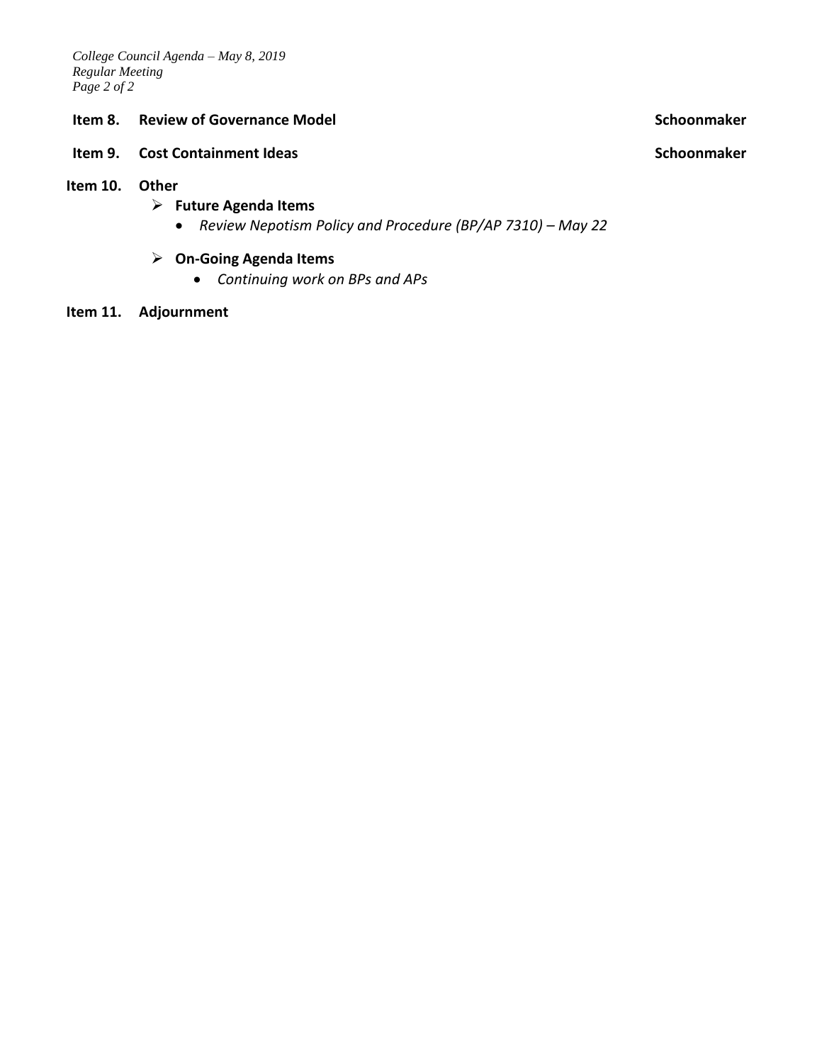**Item 8. Review of Governance Model** **Schoonmaker**

**Item 9. Cost Containment Ideas** **Schoonmaker**

**Item 10. Other**

- **Future Agenda Items**
  - *Review Nepotism Policy and Procedure (BP/AP 7310) – May 22*

- **On-Going Agenda Items**
  - *Continuing work on BPs and APs*

**Item 11. Adjournment**